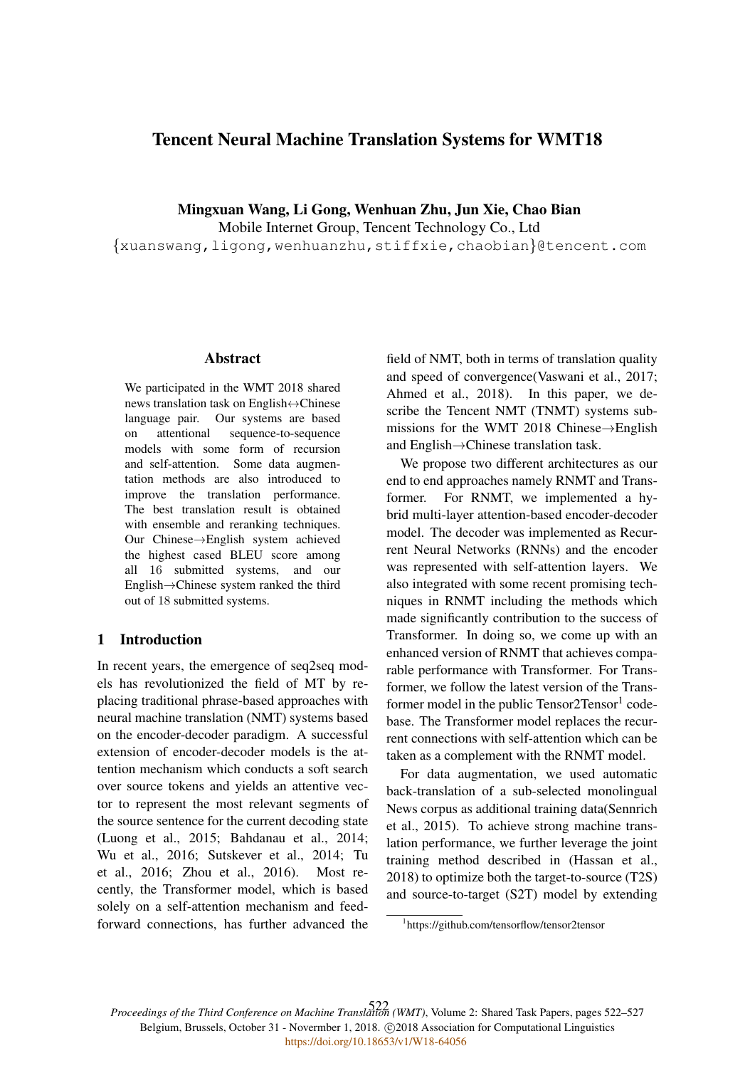# Tencent Neural Machine Translation Systems for WMT18

**Mingxuan Wang, Li Gong, Wenhuan Zhu, Jun Xie, Chao Bian**
Mobile Internet Group, Tencent Technology Co., Ltd
{xuanswang,ligong,wenhuanzhu,stiffxie,chaobian}@tencent.com

## Abstract

We participated in the WMT 2018 shared news translation task on English↔Chinese language pair. Our systems are based on attentional sequence-to-sequence models with some form of recursion and self-attention. Some data augmentation methods are also introduced to improve the translation performance. The best translation result is obtained with ensemble and reranking techniques. Our Chinese→English system achieved the highest cased BLEU score among all 16 submitted systems, and our English→Chinese system ranked the third out of 18 submitted systems.

## 1 Introduction

In recent years, the emergence of seq2seq models has revolutionized the field of MT by replacing traditional phrase-based approaches with neural machine translation (NMT) systems based on the encoder-decoder paradigm. A successful extension of encoder-decoder models is the attention mechanism which conducts a soft search over source tokens and yields an attentive vector to represent the most relevant segments of the source sentence for the current decoding state (Luong et al., 2015; Bahdanau et al., 2014; Wu et al., 2016; Sutskever et al., 2014; Tu et al., 2016; Zhou et al., 2016). Most recently, the Transformer model, which is based solely on a self-attention mechanism and feed-forward connections, has further advanced the field of NMT, both in terms of translation quality and speed of convergence(Vaswani et al., 2017; Ahmed et al., 2018). In this paper, we describe the Tencent NMT (TNMT) systems submissions for the WMT 2018 Chinese→English and English→Chinese translation task.

We propose two different architectures as our end to end approaches namely RNMT and Transformer. For RNMT, we implemented a hybrid multi-layer attention-based encoder-decoder model. The decoder was implemented as Recurrent Neural Networks (RNNs) and the encoder was represented with self-attention layers. We also integrated with some recent promising techniques in RNMT including the methods which made significantly contribution to the success of Transformer. In doing so, we come up with an enhanced version of RNMT that achieves comparable performance with Transformer. For Transformer, we follow the latest version of the Transformer model in the public Tensor2Tensor[1] codebase. The Transformer model replaces the recurrent connections with self-attention which can be taken as a complement with the RNMT model.

For data augmentation, we used automatic back-translation of a sub-selected monolingual News corpus as additional training data(Sennrich et al., 2015). To achieve strong machine translation performance, we further leverage the joint training method described in (Hassan et al., 2018) to optimize both the target-to-source (T2S) and source-to-target (S2T) model by extending

[1] https://github.com/tensorflow/tensor2tensor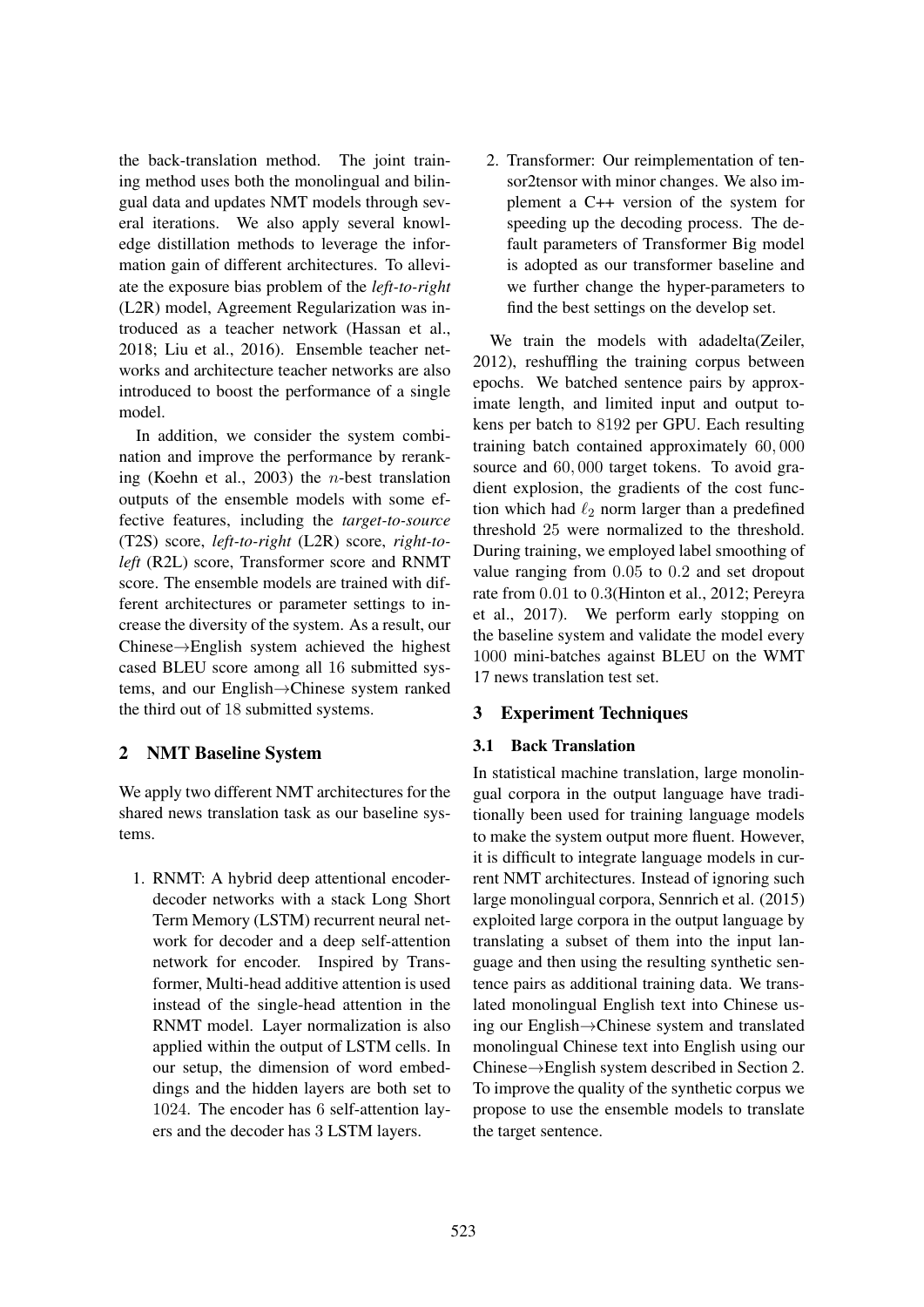the back-translation method. The joint training method uses both the monolingual and bilingual data and updates NMT models through several iterations. We also apply several knowledge distillation methods to leverage the information gain of different architectures. To alleviate the exposure bias problem of the *left-to-right* (L2R) model, Agreement Regularization was introduced as a teacher network (Hassan et al., 2018; Liu et al., 2016). Ensemble teacher networks and architecture teacher networks are also introduced to boost the performance of a single model.

In addition, we consider the system combination and improve the performance by reranking (Koehn et al., 2003) the $n$-best translation outputs of the ensemble models with some effective features, including the *target-to-source* (T2S) score, *left-to-right* (L2R) score, *right-to-left* (R2L) score, Transformer score and RNMT score. The ensemble models are trained with different architectures or parameter settings to increase the diversity of the system. As a result, our Chinese→English system achieved the highest cased BLEU score among all 16 submitted systems, and our English→Chinese system ranked the third out of 18 submitted systems.

## 2 NMT Baseline System

We apply two different NMT architectures for the shared news translation task as our baseline systems.

1. RNMT: A hybrid deep attentional encoder-decoder networks with a stack Long Short Term Memory (LSTM) recurrent neural network for decoder and a deep self-attention network for encoder. Inspired by Transformer, Multi-head additive attention is used instead of the single-head attention in the RNMT model. Layer normalization is also applied within the output of LSTM cells. In our setup, the dimension of word embeddings and the hidden layers are both set to 1024. The encoder has 6 self-attention layers and the decoder has 3 LSTM layers.

2. Transformer: Our reimplementation of tensor2tensor with minor changes. We also implement a C++ version of the system for speeding up the decoding process. The default parameters of Transformer Big model is adopted as our transformer baseline and we further change the hyper-parameters to find the best settings on the develop set.

We train the models with adadelta(Zeiler, 2012), reshuffling the training corpus between epochs. We batched sentence pairs by approximate length, and limited input and output tokens per batch to 8192 per GPU. Each resulting training batch contained approximately 60,000 source and 60,000 target tokens. To avoid gradient explosion, the gradients of the cost function which had $\ell_2$ norm larger than a predefined threshold 25 were normalized to the threshold. During training, we employed label smoothing of value ranging from 0.05 to 0.2 and set dropout rate from 0.01 to 0.3(Hinton et al., 2012; Pereyra et al., 2017). We perform early stopping on the baseline system and validate the model every 1000 mini-batches against BLEU on the WMT 17 news translation test set.

## 3 Experiment Techniques

### 3.1 Back Translation

In statistical machine translation, large monolingual corpora in the output language have traditionally been used for training language models to make the system output more fluent. However, it is difficult to integrate language models in current NMT architectures. Instead of ignoring such large monolingual corpora, Sennrich et al. (2015) exploited large corpora in the output language by translating a subset of them into the input language and then using the resulting synthetic sentence pairs as additional training data. We translated monolingual English text into Chinese using our English→Chinese system and translated monolingual Chinese text into English using our Chinese→English system described in Section 2. To improve the quality of the synthetic corpus we propose to use the ensemble models to translate the target sentence.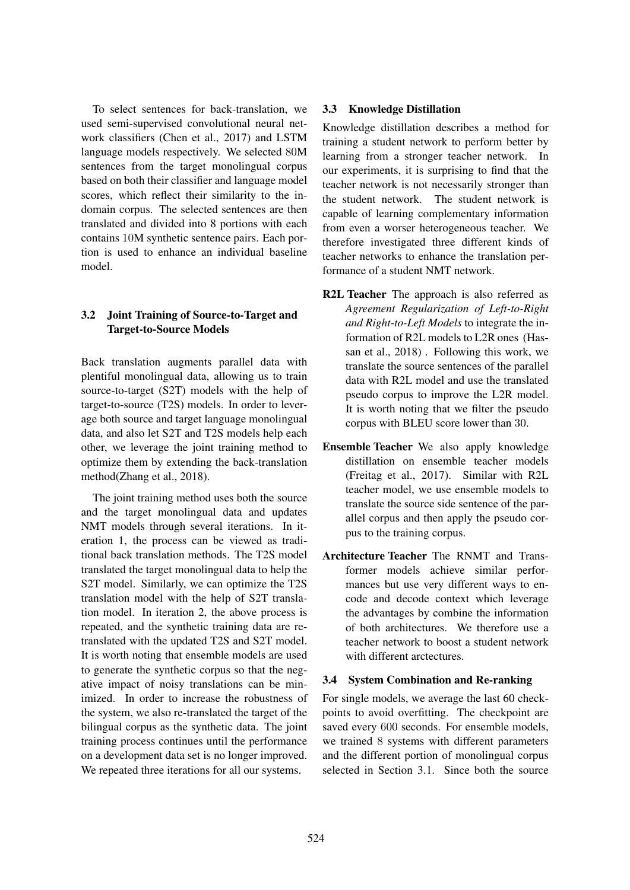To select sentences for back-translation, we used semi-supervised convolutional neural network classifiers (Chen et al., 2017) and LSTM language models respectively. We selected 80M sentences from the target monolingual corpus based on both their classifier and language model scores, which reflect their similarity to the in-domain corpus. The selected sentences are then translated and divided into 8 portions with each contains 10M synthetic sentence pairs. Each portion is used to enhance an individual baseline model.

### 3.2 Joint Training of Source-to-Target and Target-to-Source Models

Back translation augments parallel data with plentiful monolingual data, allowing us to train source-to-target (S2T) models with the help of target-to-source (T2S) models. In order to leverage both source and target language monolingual data, and also let S2T and T2S models help each other, we leverage the joint training method to optimize them by extending the back-translation method(Zhang et al., 2018).

The joint training method uses both the source and the target monolingual data and updates NMT models through several iterations. In iteration 1, the process can be viewed as traditional back translation methods. The T2S model translated the target monolingual data to help the S2T model. Similarly, we can optimize the T2S translation model with the help of S2T translation model. In iteration 2, the above process is repeated, and the synthetic training data are retranslated with the updated T2S and S2T model. It is worth noting that ensemble models are used to generate the synthetic corpus so that the negative impact of noisy translations can be minimized. In order to increase the robustness of the system, we also re-translated the target of the bilingual corpus as the synthetic data. The joint training process continues until the performance on a development data set is no longer improved. We repeated three iterations for all our systems.

### 3.3 Knowledge Distillation

Knowledge distillation describes a method for training a student network to perform better by learning from a stronger teacher network. In our experiments, it is surprising to find that the teacher network is not necessarily stronger than the student network. The student network is capable of learning complementary information from even a worser heterogeneous teacher. We therefore investigated three different kinds of teacher networks to enhance the translation performance of a student NMT network.

**R2L Teacher** The approach is also referred as *Agreement Regularization of Left-to-Right and Right-to-Left Models* to integrate the information of R2L models to L2R ones (Hassan et al., 2018) . Following this work, we translate the source sentences of the parallel data with R2L model and use the translated pseudo corpus to improve the L2R model. It is worth noting that we filter the pseudo corpus with BLEU score lower than 30.

**Ensemble Teacher** We also apply knowledge distillation on ensemble teacher models (Freitag et al., 2017). Similar with R2L teacher model, we use ensemble models to translate the source side sentence of the parallel corpus and then apply the pseudo corpus to the training corpus.

**Architecture Teacher** The RNMT and Transformer models achieve similar performances but use very different ways to encode and decode context which leverage the advantages by combine the information of both architectures. We therefore use a teacher network to boost a student network with different arctectures.

### 3.4 System Combination and Re-ranking

For single models, we average the last 60 checkpoints to avoid overfitting. The checkpoint are saved every 600 seconds. For ensemble models, we trained 8 systems with different parameters and the different portion of monolingual corpus selected in Section 3.1. Since both the source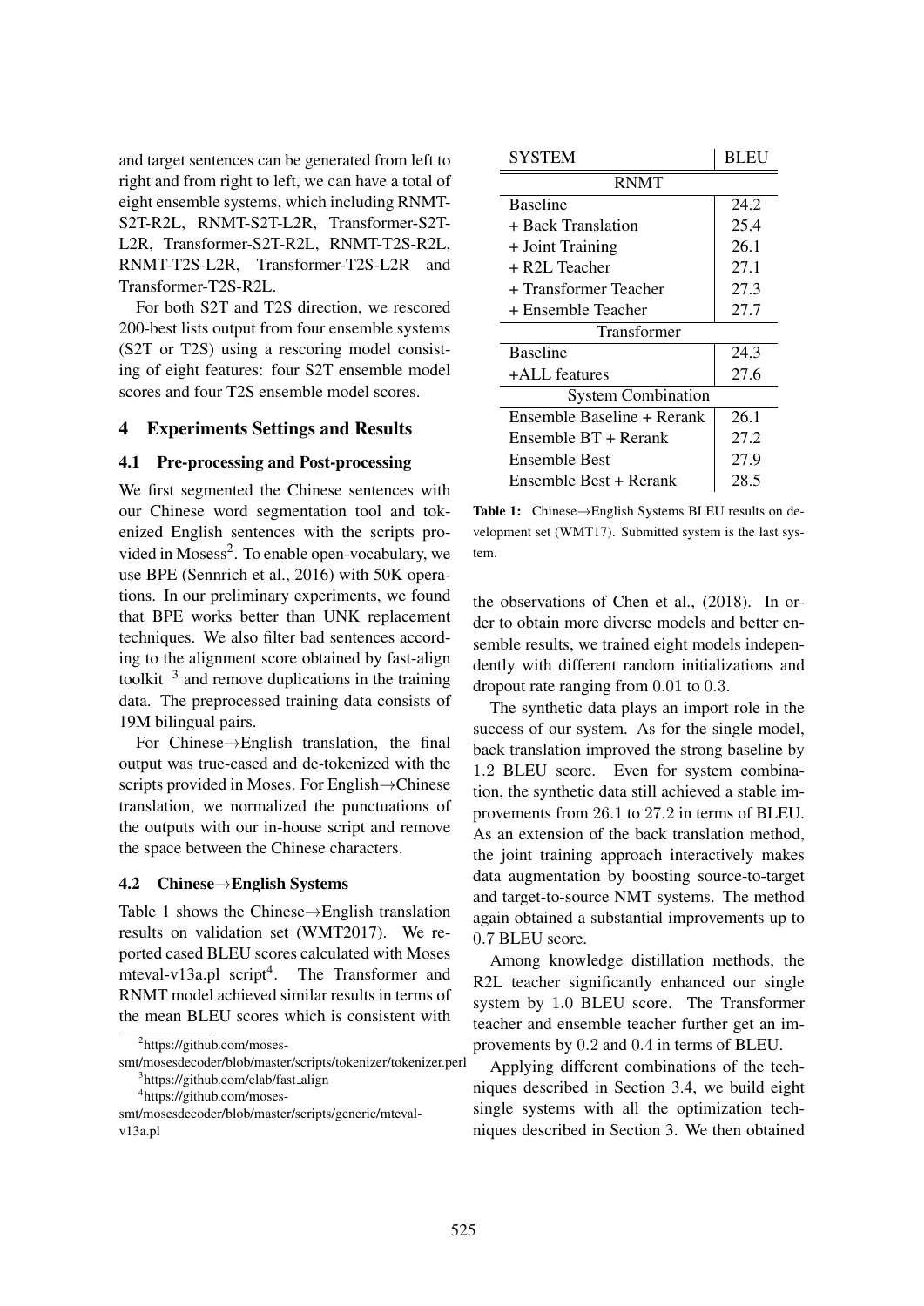and target sentences can be generated from left to right and from right to left, we can have a total of eight ensemble systems, which including RNMT-S2T-R2L, RNMT-S2T-L2R, Transformer-S2T-L2R, Transformer-S2T-R2L, RNMT-T2S-R2L, RNMT-T2S-L2R, Transformer-T2S-L2R and Transformer-T2S-R2L.

For both S2T and T2S direction, we rescored 200-best lists output from four ensemble systems (S2T or T2S) using a rescoring model consisting of eight features: four S2T ensemble model scores and four T2S ensemble model scores.

## 4 Experiments Settings and Results

### 4.1 Pre-processing and Post-processing

We first segmented the Chinese sentences with our Chinese word segmentation tool and tokenized English sentences with the scripts provided in Mosess[2]. To enable open-vocabulary, we use BPE (Sennrich et al., 2016) with 50K operations. In our preliminary experiments, we found that BPE works better than UNK replacement techniques. We also filter bad sentences according to the alignment score obtained by fast-align toolkit [3] and remove duplications in the training data. The preprocessed training data consists of 19M bilingual pairs.

For Chinese→English translation, the final output was true-cased and de-tokenized with the scripts provided in Moses. For English→Chinese translation, we normalized the punctuations of the outputs with our in-house script and remove the space between the Chinese characters.

### 4.2 Chinese→English Systems

Table 1 shows the Chinese→English translation results on validation set (WMT2017). We reported cased BLEU scores calculated with Moses mteval-v13a.pl script[4]. The Transformer and RNMT model achieved similar results in terms of the mean BLEU scores which is consistent with the observations of Chen et al., (2018). In order to obtain more diverse models and better ensemble results, we trained eight models independently with different random initializations and dropout rate ranging from 0.01 to 0.3.

| SYSTEM | BLEU |
|---|---|
| **RNMT** | |
| Baseline | 24.2 |
| + Back Translation | 25.4 |
| + Joint Training | 26.1 |
| + R2L Teacher | 27.1 |
| + Transformer Teacher | 27.3 |
| + Ensemble Teacher | 27.7 |
| **Transformer** | |
| Baseline | 24.3 |
| +ALL features | 27.6 |
| **System Combination** | |
| Ensemble Baseline + Rerank | 26.1 |
| Ensemble BT + Rerank | 27.2 |
| Ensemble Best | 27.9 |
| Ensemble Best + Rerank | 28.5 |

**Table 1:** Chinese→English Systems BLEU results on development set (WMT17). Submitted system is the last system.

The synthetic data plays an import role in the success of our system. As for the single model, back translation improved the strong baseline by 1.2 BLEU score. Even for system combination, the synthetic data still achieved a stable improvements from 26.1 to 27.2 in terms of BLEU. As an extension of the back translation method, the joint training approach interactively makes data augmentation by boosting source-to-target and target-to-source NMT systems. The method again obtained a substantial improvements up to 0.7 BLEU score.

Among knowledge distillation methods, the R2L teacher significantly enhanced our single system by 1.0 BLEU score. The Transformer teacher and ensemble teacher further get an improvements by 0.2 and 0.4 in terms of BLEU.

Applying different combinations of the techniques described in Section 3.4, we build eight single systems with all the optimization techniques described in Section 3. We then obtained

[2] https://github.com/moses-smt/mosesdecoder/blob/master/scripts/tokenizer/tokenizer.perl

[3] https://github.com/clab/fast_align

[4] https://github.com/moses-smt/mosesdecoder/blob/master/scripts/generic/mteval-v13a.pl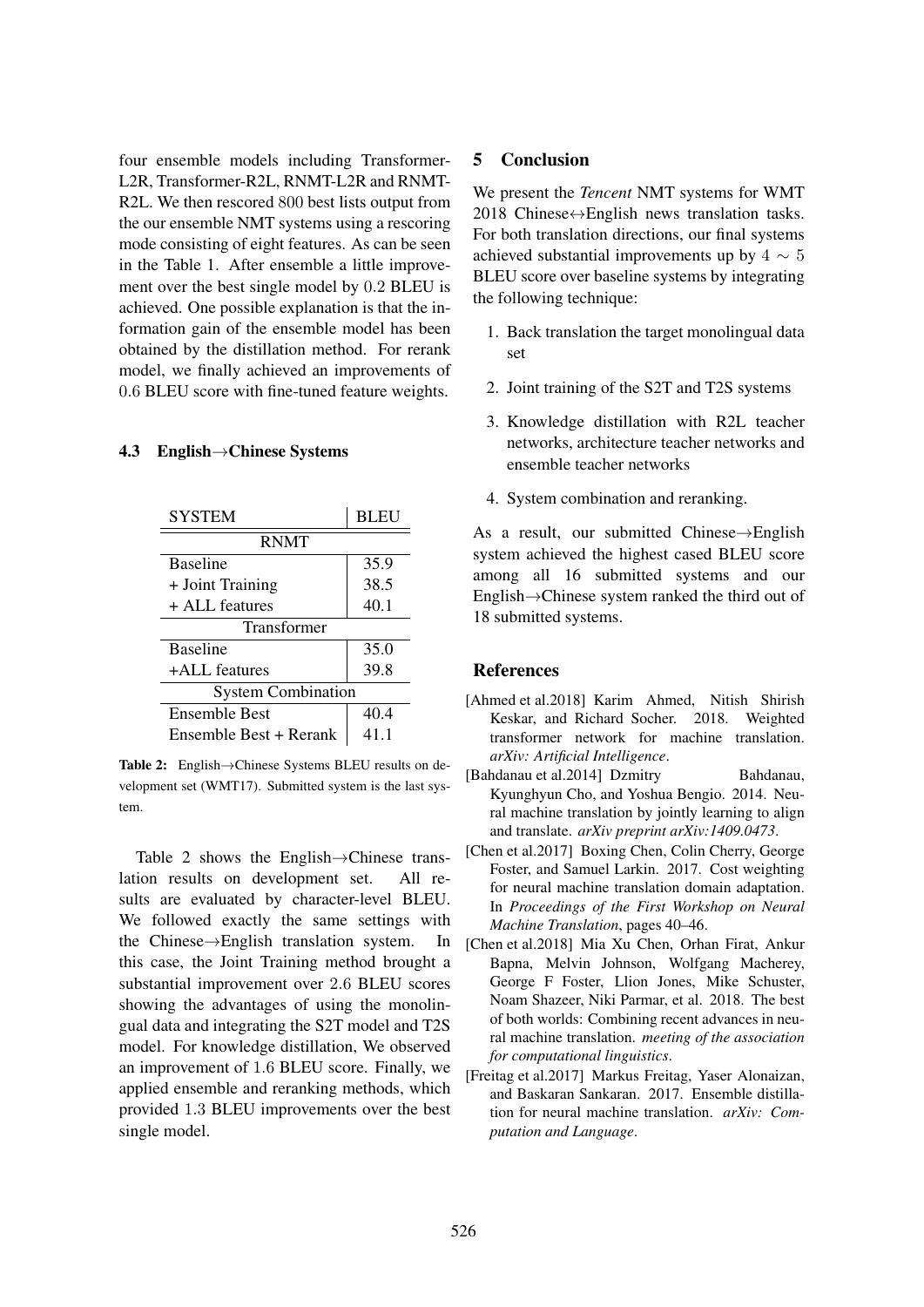four ensemble models including Transformer-L2R, Transformer-R2L, RNMT-L2R and RNMT-R2L. We then rescored 800 best lists output from the our ensemble NMT systems using a rescoring mode consisting of eight features. As can be seen in the Table 1. After ensemble a little improvement over the best single model by 0.2 BLEU is achieved. One possible explanation is that the information gain of the ensemble model has been obtained by the distillation method. For rerank model, we finally achieved an improvements of 0.6 BLEU score with fine-tuned feature weights.

### 4.3 English→Chinese Systems

| SYSTEM | BLEU |
|---|---|
| RNMT | |
| Baseline | 35.9 |
| + Joint Training | 38.5 |
| + ALL features | 40.1 |
| Transformer | |
| Baseline | 35.0 |
| +ALL features | 39.8 |
| System Combination | |
| Ensemble Best | 40.4 |
| Ensemble Best + Rerank | 41.1 |

**Table 2:** English→Chinese Systems BLEU results on development set (WMT17). Submitted system is the last system.

Table 2 shows the English→Chinese translation results on development set. All results are evaluated by character-level BLEU. We followed exactly the same settings with the Chinese→English translation system. In this case, the Joint Training method brought a substantial improvement over 2.6 BLEU scores showing the advantages of using the monolingual data and integrating the S2T model and T2S model. For knowledge distillation, We observed an improvement of 1.6 BLEU score. Finally, we applied ensemble and reranking methods, which provided 1.3 BLEU improvements over the best single model.

## 5 Conclusion

We present the *Tencent* NMT systems for WMT 2018 Chinese↔English news translation tasks. For both translation directions, our final systems achieved substantial improvements up by $4 \sim 5$ BLEU score over baseline systems by integrating the following technique:

1. Back translation the target monolingual data set
2. Joint training of the S2T and T2S systems
3. Knowledge distillation with R2L teacher networks, architecture teacher networks and ensemble teacher networks
4. System combination and reranking.

As a result, our submitted Chinese→English system achieved the highest cased BLEU score among all 16 submitted systems and our English→Chinese system ranked the third out of 18 submitted systems.

## References

[Ahmed et al.2018] Karim Ahmed, Nitish Shirish Keskar, and Richard Socher. 2018. Weighted transformer network for machine translation. *arXiv: Artificial Intelligence*.

[Bahdanau et al.2014] Dzmitry Bahdanau, Kyunghyun Cho, and Yoshua Bengio. 2014. Neural machine translation by jointly learning to align and translate. *arXiv preprint arXiv:1409.0473*.

[Chen et al.2017] Boxing Chen, Colin Cherry, George Foster, and Samuel Larkin. 2017. Cost weighting for neural machine translation domain adaptation. In *Proceedings of the First Workshop on Neural Machine Translation*, pages 40–46.

[Chen et al.2018] Mia Xu Chen, Orhan Firat, Ankur Bapna, Melvin Johnson, Wolfgang Macherey, George F Foster, Llion Jones, Mike Schuster, Noam Shazeer, Niki Parmar, et al. 2018. The best of both worlds: Combining recent advances in neural machine translation. *meeting of the association for computational linguistics*.

[Freitag et al.2017] Markus Freitag, Yaser Alonaizan, and Baskaran Sankaran. 2017. Ensemble distillation for neural machine translation. *arXiv: Computation and Language*.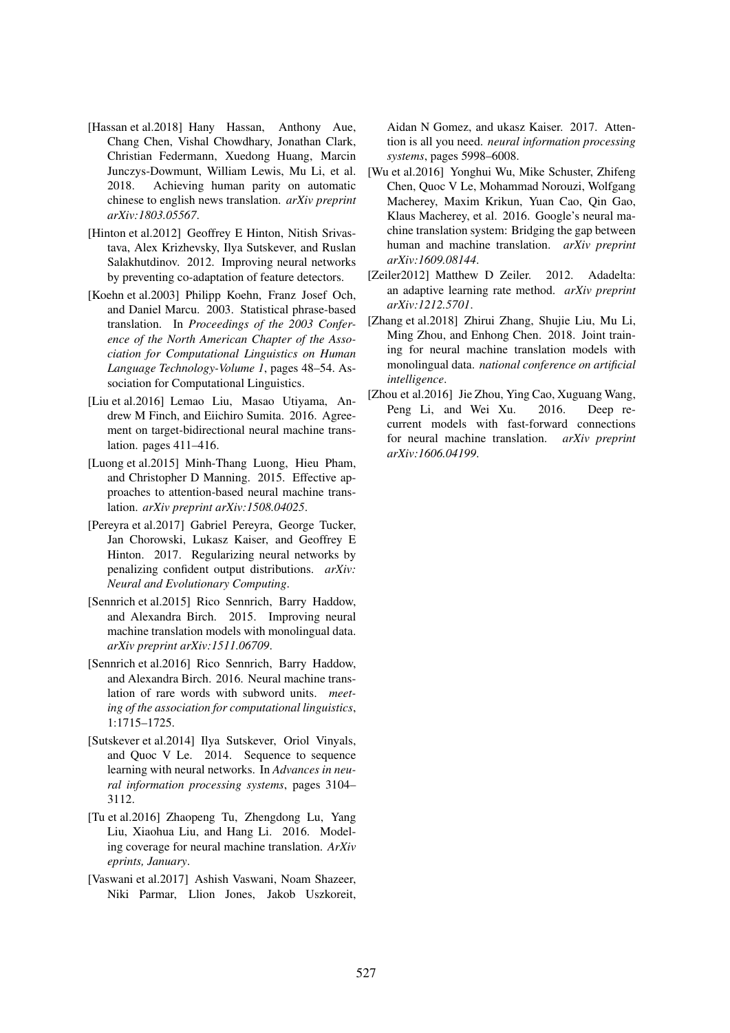[Hassan et al.2018] Hany Hassan, Anthony Aue, Chang Chen, Vishal Chowdhary, Jonathan Clark, Christian Federmann, Xuedong Huang, Marcin Junczys-Dowmunt, William Lewis, Mu Li, et al. 2018. Achieving human parity on automatic chinese to english news translation. *arXiv preprint arXiv:1803.05567*.

[Hinton et al.2012] Geoffrey E Hinton, Nitish Srivastava, Alex Krizhevsky, Ilya Sutskever, and Ruslan Salakhutdinov. 2012. Improving neural networks by preventing co-adaptation of feature detectors.

[Koehn et al.2003] Philipp Koehn, Franz Josef Och, and Daniel Marcu. 2003. Statistical phrase-based translation. In *Proceedings of the 2003 Conference of the North American Chapter of the Association for Computational Linguistics on Human Language Technology-Volume 1*, pages 48–54. Association for Computational Linguistics.

[Liu et al.2016] Lemao Liu, Masao Utiyama, Andrew M Finch, and Eiichiro Sumita. 2016. Agreement on target-bidirectional neural machine translation. pages 411–416.

[Luong et al.2015] Minh-Thang Luong, Hieu Pham, and Christopher D Manning. 2015. Effective approaches to attention-based neural machine translation. *arXiv preprint arXiv:1508.04025*.

[Pereyra et al.2017] Gabriel Pereyra, George Tucker, Jan Chorowski, Lukasz Kaiser, and Geoffrey E Hinton. 2017. Regularizing neural networks by penalizing confident output distributions. *arXiv: Neural and Evolutionary Computing*.

[Sennrich et al.2015] Rico Sennrich, Barry Haddow, and Alexandra Birch. 2015. Improving neural machine translation models with monolingual data. *arXiv preprint arXiv:1511.06709*.

[Sennrich et al.2016] Rico Sennrich, Barry Haddow, and Alexandra Birch. 2016. Neural machine translation of rare words with subword units. *meeting of the association for computational linguistics*, 1:1715–1725.

[Sutskever et al.2014] Ilya Sutskever, Oriol Vinyals, and Quoc V Le. 2014. Sequence to sequence learning with neural networks. In *Advances in neural information processing systems*, pages 3104–3112.

[Tu et al.2016] Zhaopeng Tu, Zhengdong Lu, Yang Liu, Xiaohua Liu, and Hang Li. 2016. Modeling coverage for neural machine translation. *ArXiv eprints, January*.

[Vaswani et al.2017] Ashish Vaswani, Noam Shazeer, Niki Parmar, Llion Jones, Jakob Uszkoreit, Aidan N Gomez, and ukasz Kaiser. 2017. Attention is all you need. *neural information processing systems*, pages 5998–6008.

[Wu et al.2016] Yonghui Wu, Mike Schuster, Zhifeng Chen, Quoc V Le, Mohammad Norouzi, Wolfgang Macherey, Maxim Krikun, Yuan Cao, Qin Gao, Klaus Macherey, et al. 2016. Google's neural machine translation system: Bridging the gap between human and machine translation. *arXiv preprint arXiv:1609.08144*.

[Zeiler2012] Matthew D Zeiler. 2012. Adadelta: an adaptive learning rate method. *arXiv preprint arXiv:1212.5701*.

[Zhang et al.2018] Zhirui Zhang, Shujie Liu, Mu Li, Ming Zhou, and Enhong Chen. 2018. Joint training for neural machine translation models with monolingual data. *national conference on artificial intelligence*.

[Zhou et al.2016] Jie Zhou, Ying Cao, Xuguang Wang, Peng Li, and Wei Xu. 2016. Deep recurrent models with fast-forward connections for neural machine translation. *arXiv preprint arXiv:1606.04199*.